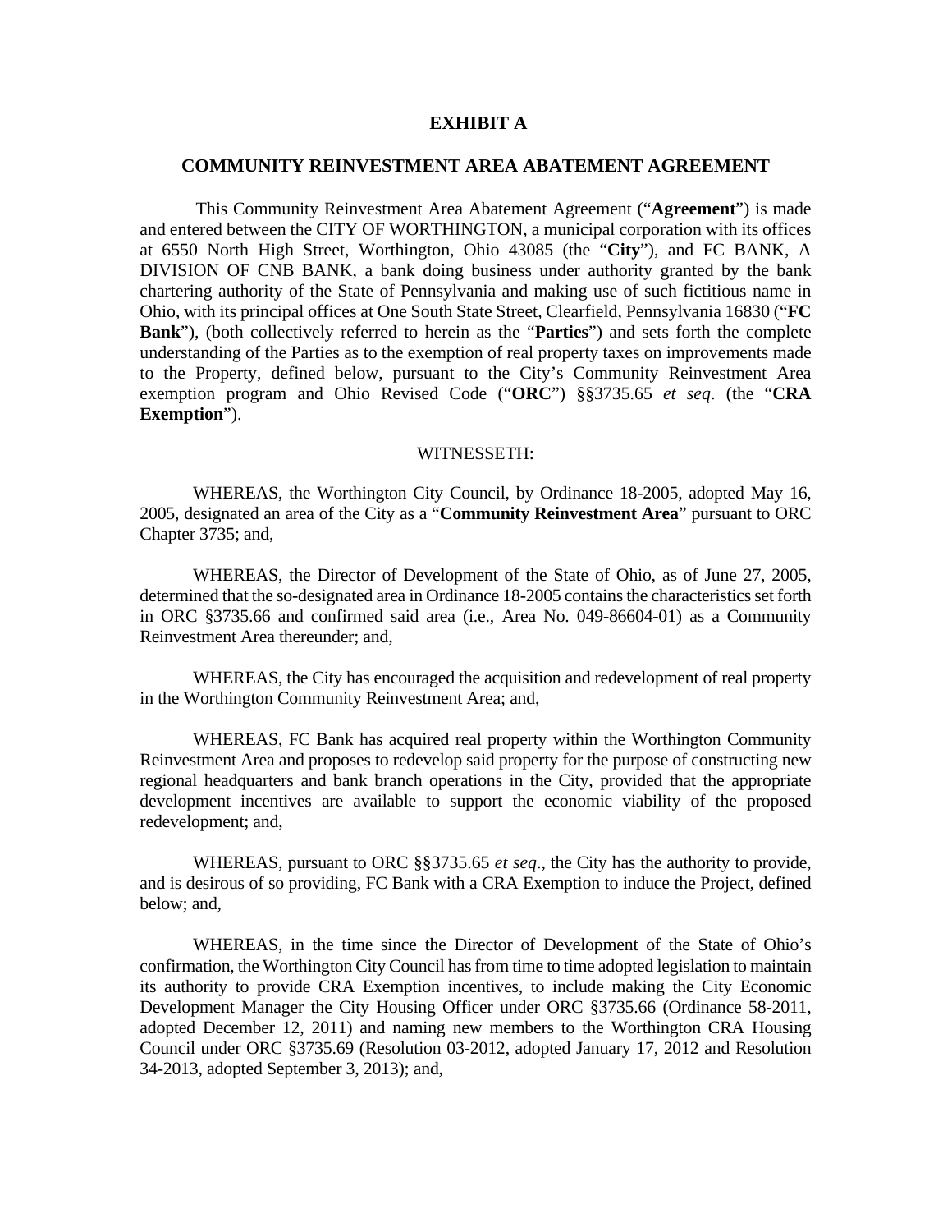# EXHIBIT A

## COMMUNITY REINVESTMENT AREA ABATEMENT AGREEMENT

This Community Reinvestment Area Abatement Agreement ("**Agreement**") is made and entered between the CITY OF WORTHINGTON, a municipal corporation with its offices at 6550 North High Street, Worthington, Ohio 43085 (the "**City**"), and FC BANK, A DIVISION OF CNB BANK, a bank doing business under authority granted by the bank chartering authority of the State of Pennsylvania and making use of such fictitious name in Ohio, with its principal offices at One South State Street, Clearfield, Pennsylvania 16830 ("**FC Bank**"), (both collectively referred to herein as the "**Parties**") and sets forth the complete understanding of the Parties as to the exemption of real property taxes on improvements made to the Property, defined below, pursuant to the City's Community Reinvestment Area exemption program and Ohio Revised Code ("**ORC**") §§3735.65 *et seq*. (the "**CRA Exemption**").

WITNESSETH:

WHEREAS, the Worthington City Council, by Ordinance 18-2005, adopted May 16, 2005, designated an area of the City as a "**Community Reinvestment Area**" pursuant to ORC Chapter 3735; and,

WHEREAS, the Director of Development of the State of Ohio, as of June 27, 2005, determined that the so-designated area in Ordinance 18-2005 contains the characteristics set forth in ORC §3735.66 and confirmed said area (i.e., Area No. 049-86604-01) as a Community Reinvestment Area thereunder; and,

WHEREAS, the City has encouraged the acquisition and redevelopment of real property in the Worthington Community Reinvestment Area; and,

WHEREAS, FC Bank has acquired real property within the Worthington Community Reinvestment Area and proposes to redevelop said property for the purpose of constructing new regional headquarters and bank branch operations in the City, provided that the appropriate development incentives are available to support the economic viability of the proposed redevelopment; and,

WHEREAS, pursuant to ORC §§3735.65 *et seq*., the City has the authority to provide, and is desirous of so providing, FC Bank with a CRA Exemption to induce the Project, defined below; and,

WHEREAS, in the time since the Director of Development of the State of Ohio's confirmation, the Worthington City Council has from time to time adopted legislation to maintain its authority to provide CRA Exemption incentives, to include making the City Economic Development Manager the City Housing Officer under ORC §3735.66 (Ordinance 58-2011, adopted December 12, 2011) and naming new members to the Worthington CRA Housing Council under ORC §3735.69 (Resolution 03-2012, adopted January 17, 2012 and Resolution 34-2013, adopted September 3, 2013); and,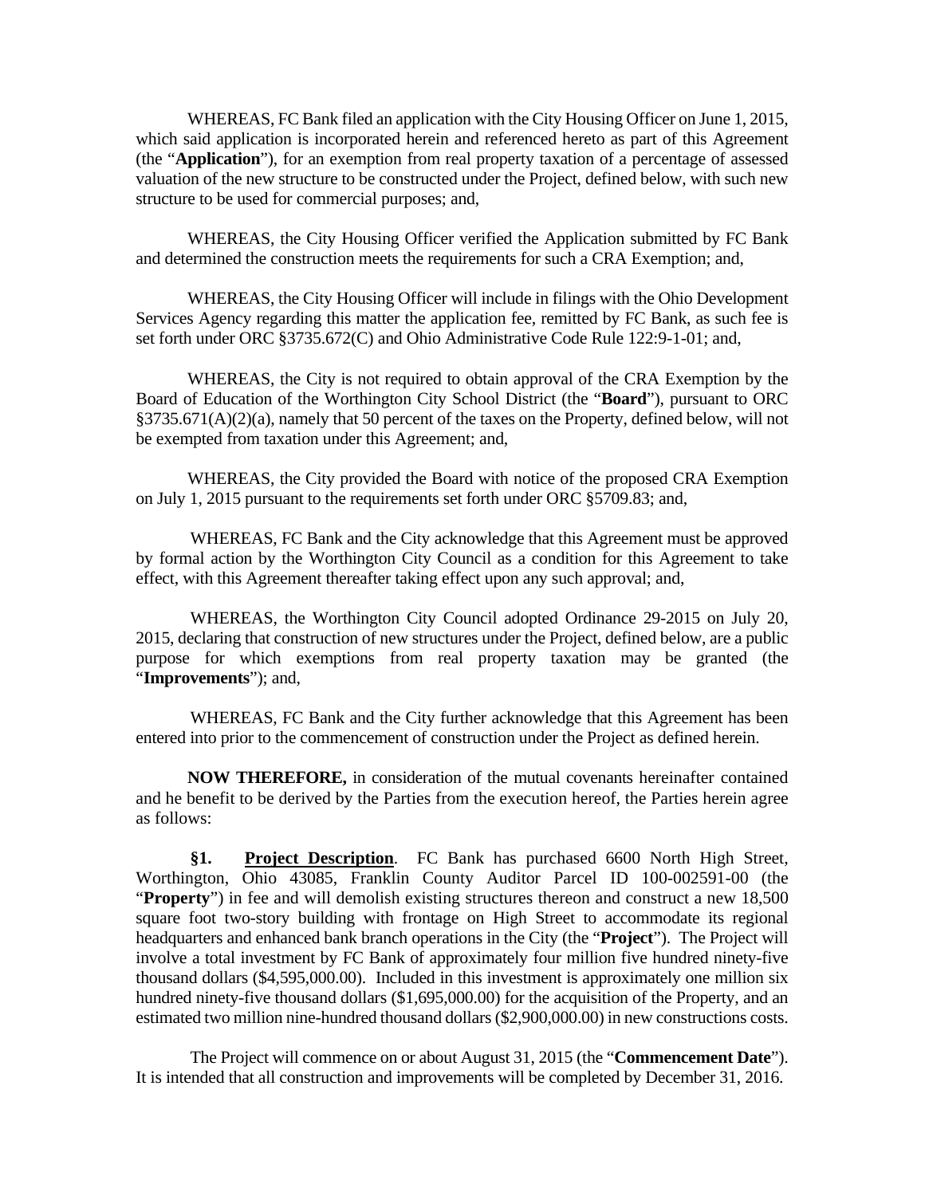WHEREAS, FC Bank filed an application with the City Housing Officer on June 1, 2015, which said application is incorporated herein and referenced hereto as part of this Agreement (the "**Application**"), for an exemption from real property taxation of a percentage of assessed valuation of the new structure to be constructed under the Project, defined below, with such new structure to be used for commercial purposes; and,

WHEREAS, the City Housing Officer verified the Application submitted by FC Bank and determined the construction meets the requirements for such a CRA Exemption; and,

WHEREAS, the City Housing Officer will include in filings with the Ohio Development Services Agency regarding this matter the application fee, remitted by FC Bank, as such fee is set forth under ORC §3735.672(C) and Ohio Administrative Code Rule 122:9-1-01; and,

WHEREAS, the City is not required to obtain approval of the CRA Exemption by the Board of Education of the Worthington City School District (the "**Board**"), pursuant to ORC §3735.671(A)(2)(a), namely that 50 percent of the taxes on the Property, defined below, will not be exempted from taxation under this Agreement; and,

WHEREAS, the City provided the Board with notice of the proposed CRA Exemption on July 1, 2015 pursuant to the requirements set forth under ORC §5709.83; and,

WHEREAS, FC Bank and the City acknowledge that this Agreement must be approved by formal action by the Worthington City Council as a condition for this Agreement to take effect, with this Agreement thereafter taking effect upon any such approval; and,

WHEREAS, the Worthington City Council adopted Ordinance 29-2015 on July 20, 2015, declaring that construction of new structures under the Project, defined below, are a public purpose for which exemptions from real property taxation may be granted (the "**Improvements**"); and,

WHEREAS, FC Bank and the City further acknowledge that this Agreement has been entered into prior to the commencement of construction under the Project as defined herein.

**NOW THEREFORE,** in consideration of the mutual covenants hereinafter contained and he benefit to be derived by the Parties from the execution hereof, the Parties herein agree as follows:

**§1. <u>Project Description</u>**. FC Bank has purchased 6600 North High Street, Worthington, Ohio 43085, Franklin County Auditor Parcel ID 100-002591-00 (the "**Property**") in fee and will demolish existing structures thereon and construct a new 18,500 square foot two-story building with frontage on High Street to accommodate its regional headquarters and enhanced bank branch operations in the City (the "**Project**"). The Project will involve a total investment by FC Bank of approximately four million five hundred ninety-five thousand dollars ($4,595,000.00). Included in this investment is approximately one million six hundred ninety-five thousand dollars ($1,695,000.00) for the acquisition of the Property, and an estimated two million nine-hundred thousand dollars ($2,900,000.00) in new constructions costs.

The Project will commence on or about August 31, 2015 (the "**Commencement Date**"). It is intended that all construction and improvements will be completed by December 31, 2016.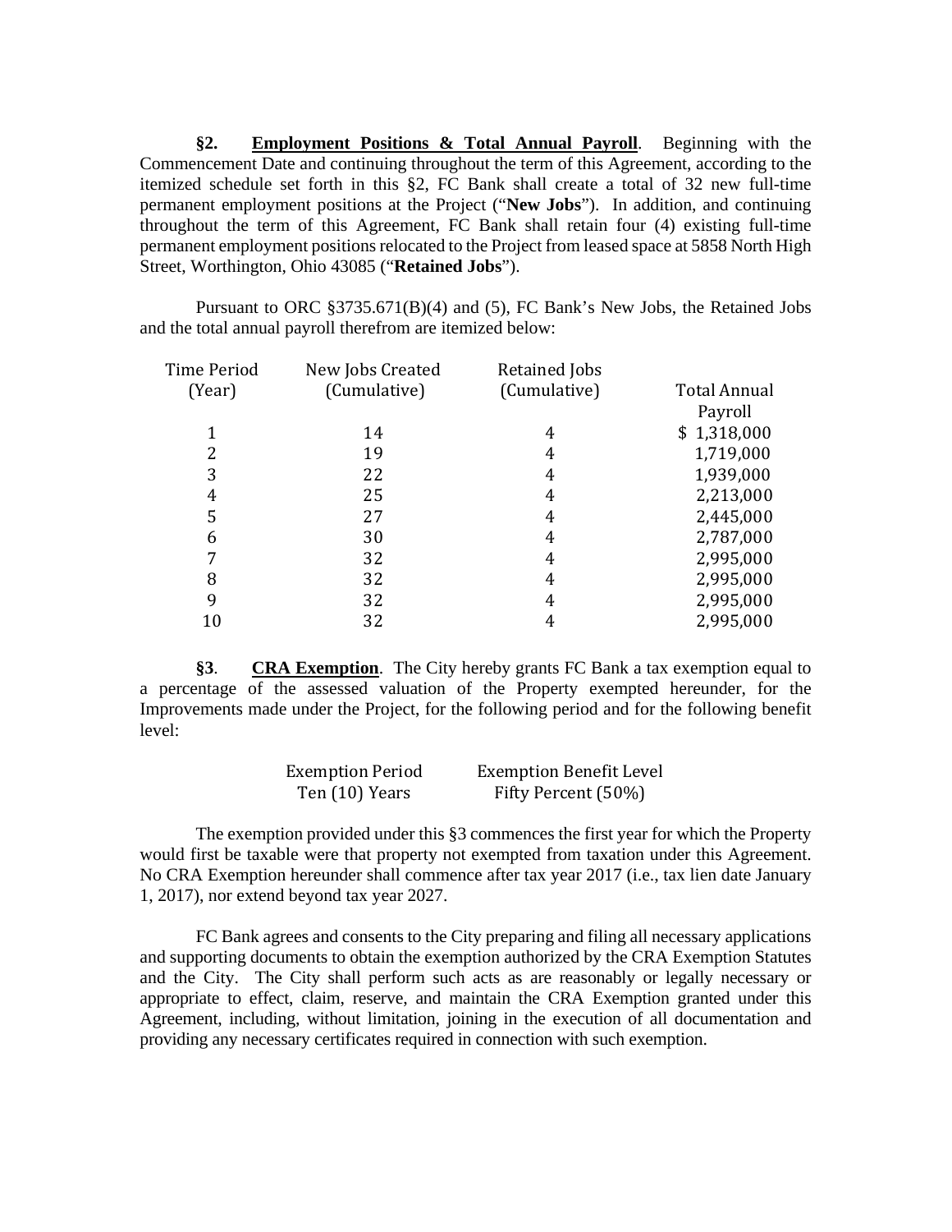**§2. <u>Employment Positions & Total Annual Payroll</u>**. Beginning with the Commencement Date and continuing throughout the term of this Agreement, according to the itemized schedule set forth in this §2, FC Bank shall create a total of 32 new full-time permanent employment positions at the Project ("**New Jobs**"). In addition, and continuing throughout the term of this Agreement, FC Bank shall retain four (4) existing full-time permanent employment positions relocated to the Project from leased space at 5858 North High Street, Worthington, Ohio 43085 ("**Retained Jobs**").

Pursuant to ORC §3735.671(B)(4) and (5), FC Bank's New Jobs, the Retained Jobs and the total annual payroll therefrom are itemized below:

| Time Period (Year) | New Jobs Created (Cumulative) | Retained Jobs (Cumulative) | Total Annual Payroll |
|---|---|---|---|
| 1 | 14 | 4 | $ 1,318,000 |
| 2 | 19 | 4 | 1,719,000 |
| 3 | 22 | 4 | 1,939,000 |
| 4 | 25 | 4 | 2,213,000 |
| 5 | 27 | 4 | 2,445,000 |
| 6 | 30 | 4 | 2,787,000 |
| 7 | 32 | 4 | 2,995,000 |
| 8 | 32 | 4 | 2,995,000 |
| 9 | 32 | 4 | 2,995,000 |
| 10 | 32 | 4 | 2,995,000 |

**§3**. **<u>CRA Exemption</u>**. The City hereby grants FC Bank a tax exemption equal to a percentage of the assessed valuation of the Property exempted hereunder, for the Improvements made under the Project, for the following period and for the following benefit level:

| Exemption Period | Exemption Benefit Level |
|---|---|
| Ten (10) Years | Fifty Percent (50%) |

The exemption provided under this §3 commences the first year for which the Property would first be taxable were that property not exempted from taxation under this Agreement. No CRA Exemption hereunder shall commence after tax year 2017 (i.e., tax lien date January 1, 2017), nor extend beyond tax year 2027.

FC Bank agrees and consents to the City preparing and filing all necessary applications and supporting documents to obtain the exemption authorized by the CRA Exemption Statutes and the City. The City shall perform such acts as are reasonably or legally necessary or appropriate to effect, claim, reserve, and maintain the CRA Exemption granted under this Agreement, including, without limitation, joining in the execution of all documentation and providing any necessary certificates required in connection with such exemption.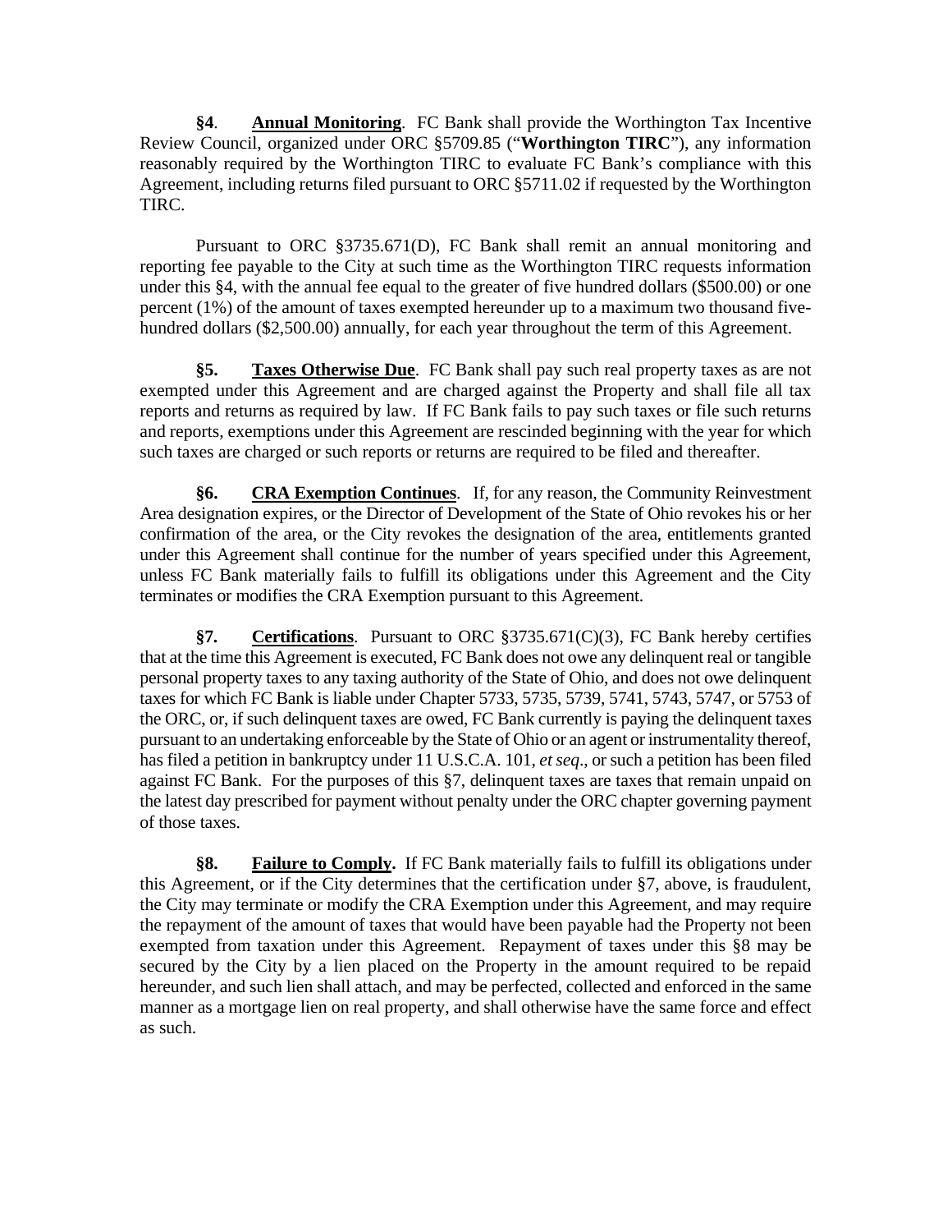**§4**. **Annual Monitoring**. FC Bank shall provide the Worthington Tax Incentive Review Council, organized under ORC §5709.85 ("**Worthington TIRC**"), any information reasonably required by the Worthington TIRC to evaluate FC Bank's compliance with this Agreement, including returns filed pursuant to ORC §5711.02 if requested by the Worthington TIRC.

Pursuant to ORC §3735.671(D), FC Bank shall remit an annual monitoring and reporting fee payable to the City at such time as the Worthington TIRC requests information under this §4, with the annual fee equal to the greater of five hundred dollars ($500.00) or one percent (1%) of the amount of taxes exempted hereunder up to a maximum two thousand five-hundred dollars ($2,500.00) annually, for each year throughout the term of this Agreement.

**§5.** **Taxes Otherwise Due**. FC Bank shall pay such real property taxes as are not exempted under this Agreement and are charged against the Property and shall file all tax reports and returns as required by law. If FC Bank fails to pay such taxes or file such returns and reports, exemptions under this Agreement are rescinded beginning with the year for which such taxes are charged or such reports or returns are required to be filed and thereafter.

**§6.** **CRA Exemption Continues**. If, for any reason, the Community Reinvestment Area designation expires, or the Director of Development of the State of Ohio revokes his or her confirmation of the area, or the City revokes the designation of the area, entitlements granted under this Agreement shall continue for the number of years specified under this Agreement, unless FC Bank materially fails to fulfill its obligations under this Agreement and the City terminates or modifies the CRA Exemption pursuant to this Agreement.

**§7.** **Certifications**. Pursuant to ORC §3735.671(C)(3), FC Bank hereby certifies that at the time this Agreement is executed, FC Bank does not owe any delinquent real or tangible personal property taxes to any taxing authority of the State of Ohio, and does not owe delinquent taxes for which FC Bank is liable under Chapter 5733, 5735, 5739, 5741, 5743, 5747, or 5753 of the ORC, or, if such delinquent taxes are owed, FC Bank currently is paying the delinquent taxes pursuant to an undertaking enforceable by the State of Ohio or an agent or instrumentality thereof, has filed a petition in bankruptcy under 11 U.S.C.A. 101, *et seq*., or such a petition has been filed against FC Bank. For the purposes of this §7, delinquent taxes are taxes that remain unpaid on the latest day prescribed for payment without penalty under the ORC chapter governing payment of those taxes.

**§8.** **Failure to Comply.** If FC Bank materially fails to fulfill its obligations under this Agreement, or if the City determines that the certification under §7, above, is fraudulent, the City may terminate or modify the CRA Exemption under this Agreement, and may require the repayment of the amount of taxes that would have been payable had the Property not been exempted from taxation under this Agreement. Repayment of taxes under this §8 may be secured by the City by a lien placed on the Property in the amount required to be repaid hereunder, and such lien shall attach, and may be perfected, collected and enforced in the same manner as a mortgage lien on real property, and shall otherwise have the same force and effect as such.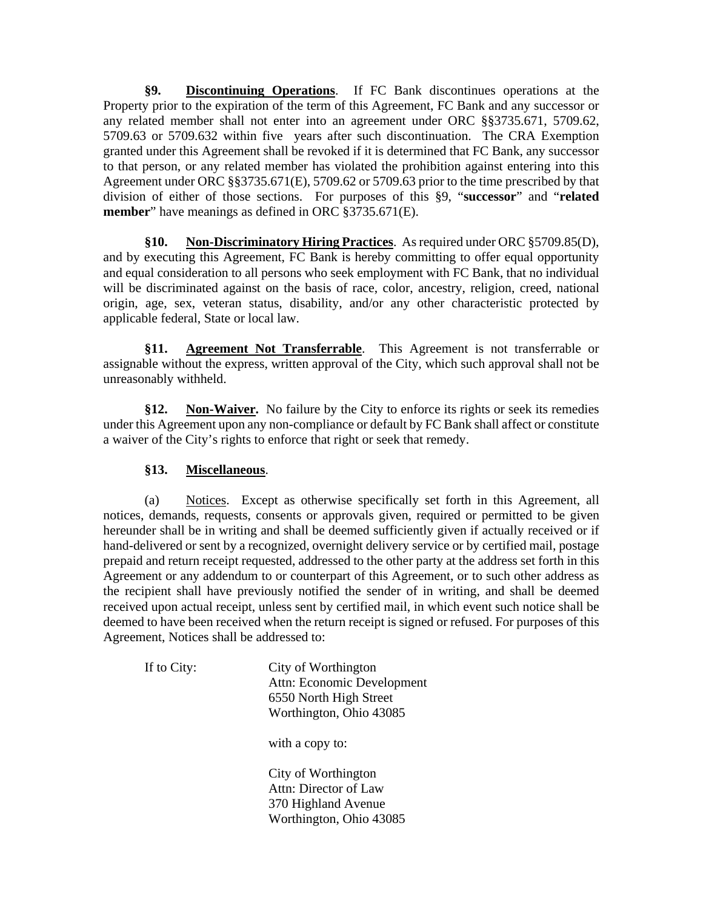**§9. Discontinuing Operations**. If FC Bank discontinues operations at the Property prior to the expiration of the term of this Agreement, FC Bank and any successor or any related member shall not enter into an agreement under ORC §§3735.671, 5709.62, 5709.63 or 5709.632 within five years after such discontinuation. The CRA Exemption granted under this Agreement shall be revoked if it is determined that FC Bank, any successor to that person, or any related member has violated the prohibition against entering into this Agreement under ORC §§3735.671(E), 5709.62 or 5709.63 prior to the time prescribed by that division of either of those sections. For purposes of this §9, "**successor**" and "**related member**" have meanings as defined in ORC §3735.671(E).

**§10. Non-Discriminatory Hiring Practices**. As required under ORC §5709.85(D), and by executing this Agreement, FC Bank is hereby committing to offer equal opportunity and equal consideration to all persons who seek employment with FC Bank, that no individual will be discriminated against on the basis of race, color, ancestry, religion, creed, national origin, age, sex, veteran status, disability, and/or any other characteristic protected by applicable federal, State or local law.

**§11. Agreement Not Transferrable**. This Agreement is not transferrable or assignable without the express, written approval of the City, which such approval shall not be unreasonably withheld.

**§12. Non-Waiver.** No failure by the City to enforce its rights or seek its remedies under this Agreement upon any non-compliance or default by FC Bank shall affect or constitute a waiver of the City's rights to enforce that right or seek that remedy.

**§13. Miscellaneous**.

(a) Notices. Except as otherwise specifically set forth in this Agreement, all notices, demands, requests, consents or approvals given, required or permitted to be given hereunder shall be in writing and shall be deemed sufficiently given if actually received or if hand-delivered or sent by a recognized, overnight delivery service or by certified mail, postage prepaid and return receipt requested, addressed to the other party at the address set forth in this Agreement or any addendum to or counterpart of this Agreement, or to such other address as the recipient shall have previously notified the sender of in writing, and shall be deemed received upon actual receipt, unless sent by certified mail, in which event such notice shall be deemed to have been received when the return receipt is signed or refused. For purposes of this Agreement, Notices shall be addressed to:

If to City:

City of Worthington
Attn: Economic Development
6550 North High Street
Worthington, Ohio 43085

with a copy to:

City of Worthington
Attn: Director of Law
370 Highland Avenue
Worthington, Ohio 43085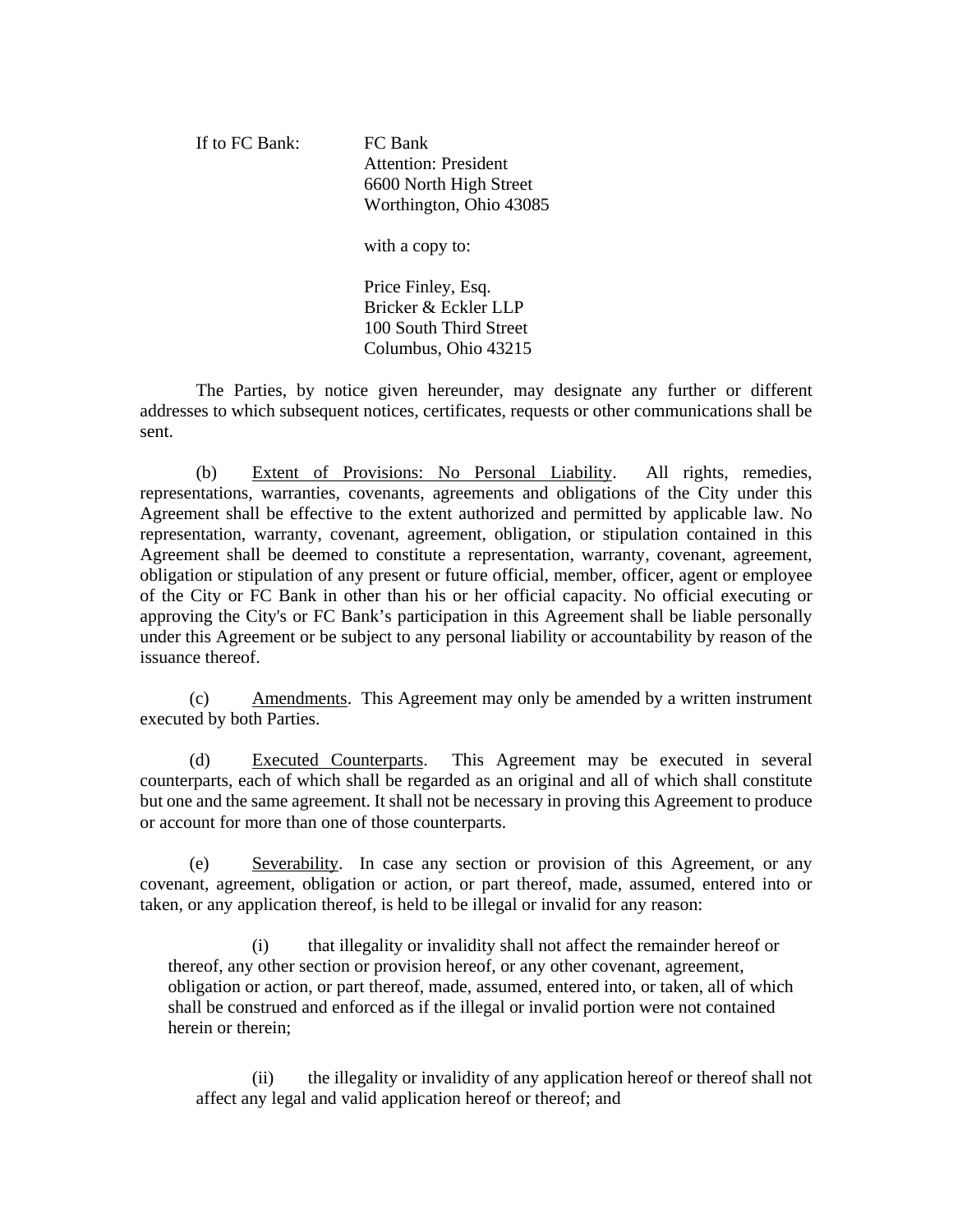If to FC Bank: FC Bank
Attention: President
6600 North High Street
Worthington, Ohio 43085

with a copy to:

Price Finley, Esq.
Bricker & Eckler LLP
100 South Third Street
Columbus, Ohio 43215

The Parties, by notice given hereunder, may designate any further or different addresses to which subsequent notices, certificates, requests or other communications shall be sent.

(b) Extent of Provisions: No Personal Liability. All rights, remedies, representations, warranties, covenants, agreements and obligations of the City under this Agreement shall be effective to the extent authorized and permitted by applicable law. No representation, warranty, covenant, agreement, obligation, or stipulation contained in this Agreement shall be deemed to constitute a representation, warranty, covenant, agreement, obligation or stipulation of any present or future official, member, officer, agent or employee of the City or FC Bank in other than his or her official capacity. No official executing or approving the City's or FC Bank's participation in this Agreement shall be liable personally under this Agreement or be subject to any personal liability or accountability by reason of the issuance thereof.

(c) Amendments. This Agreement may only be amended by a written instrument executed by both Parties.

(d) Executed Counterparts. This Agreement may be executed in several counterparts, each of which shall be regarded as an original and all of which shall constitute but one and the same agreement. It shall not be necessary in proving this Agreement to produce or account for more than one of those counterparts.

(e) Severability. In case any section or provision of this Agreement, or any covenant, agreement, obligation or action, or part thereof, made, assumed, entered into or taken, or any application thereof, is held to be illegal or invalid for any reason:

(i) that illegality or invalidity shall not affect the remainder hereof or thereof, any other section or provision hereof, or any other covenant, agreement, obligation or action, or part thereof, made, assumed, entered into, or taken, all of which shall be construed and enforced as if the illegal or invalid portion were not contained herein or therein;

(ii) the illegality or invalidity of any application hereof or thereof shall not affect any legal and valid application hereof or thereof; and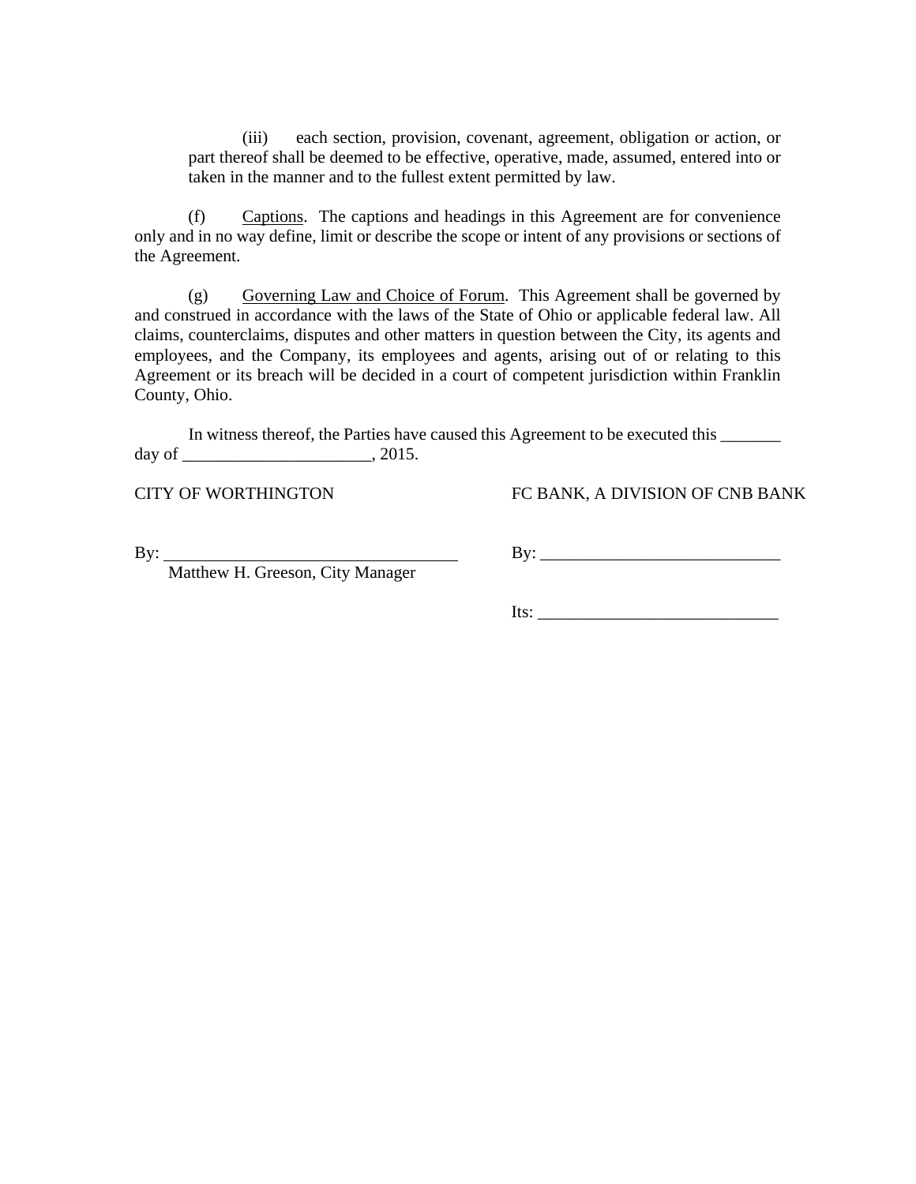(iii) each section, provision, covenant, agreement, obligation or action, or part thereof shall be deemed to be effective, operative, made, assumed, entered into or taken in the manner and to the fullest extent permitted by law.

(f) Captions. The captions and headings in this Agreement are for convenience only and in no way define, limit or describe the scope or intent of any provisions or sections of the Agreement.

(g) Governing Law and Choice of Forum. This Agreement shall be governed by and construed in accordance with the laws of the State of Ohio or applicable federal law. All claims, counterclaims, disputes and other matters in question between the City, its agents and employees, and the Company, its employees and agents, arising out of or relating to this Agreement or its breach will be decided in a court of competent jurisdiction within Franklin County, Ohio.

In witness thereof, the Parties have caused this Agreement to be executed this _______ day of ______________________, 2015.

CITY OF WORTHINGTON

By: __________________________________
Matthew H. Greeson, City Manager

FC BANK, A DIVISION OF CNB BANK

By: ____________________________

Its: ____________________________